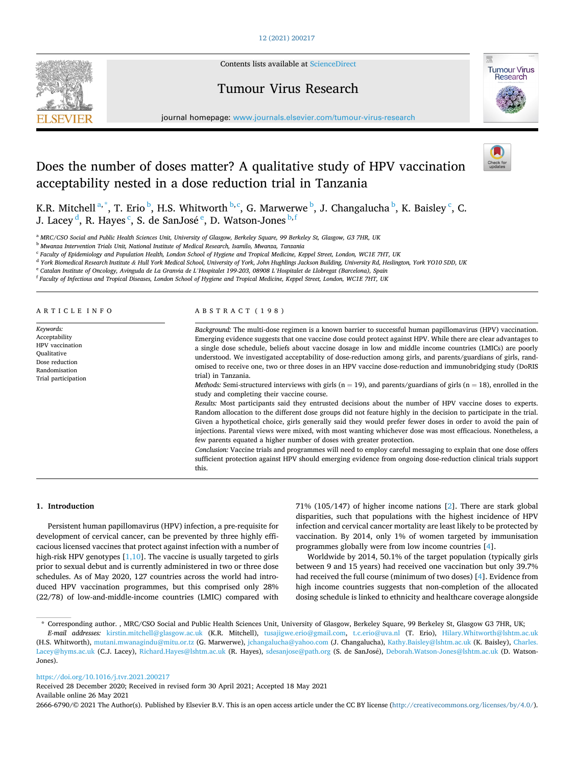# Does the number of doses matter? A qualitative study of HPV vaccination acceptability nested in a dose reduction trial in Tanzania

K.R. Mitchell [a,*], T. Erio [b], H.S. Whitworth [b,c], G. Marwerwe [b], J. Changalucha [b], K. Baisley [c], C. J. Lacey [d], R. Hayes [c], S. de SanJosé [e], D. Watson-Jones [b,f]

[a] MRC/CSO Social and Public Health Sciences Unit, University of Glasgow, Berkeley Square, 99 Berkeley St, Glasgow, G3 7HR, UK
[b] Mwanza Intervention Trials Unit, National Institute of Medical Research, Isamilo, Mwanza, Tanzania
[c] Faculty of Epidemiology and Population Health, London School of Hygiene and Tropical Medicine, Keppel Street, London, WC1E 7HT, UK
[d] York Biomedical Research Institute & Hull York Medical School, University of York, John Hughlings Jackson Building, University Rd, Heslington, York YO10 5DD, UK
[e] Catalan Institute of Oncology, Avinguda de La Granvia de L'Hospitalet 199-203, 08908 L'Hospitalet de Llobregat (Barcelona), Spain
[f] Faculty of Infectious and Tropical Diseases, London School of Hygiene and Tropical Medicine, Keppel Street, London, WC1E 7HT, UK

## ARTICLE INFO

*Keywords:*
Acceptability
HPV vaccination
Qualitative
Dose reduction
Randomisation
Trial participation

## ABSTRACT (198)

*Background:* The multi-dose regimen is a known barrier to successful human papillomavirus (HPV) vaccination. Emerging evidence suggests that one vaccine dose could protect against HPV. While there are clear advantages to a single dose schedule, beliefs about vaccine dosage in low and middle income countries (LMICs) are poorly understood. We investigated acceptability of dose-reduction among girls, and parents/guardians of girls, randomised to receive one, two or three doses in an HPV vaccine dose-reduction and immunobridging study (DoRIS trial) in Tanzania.

*Methods:* Semi-structured interviews with girls (n = 19), and parents/guardians of girls (n = 18), enrolled in the study and completing their vaccine course.

*Results:* Most participants said they entrusted decisions about the number of HPV vaccine doses to experts. Random allocation to the different dose groups did not feature highly in the decision to participate in the trial. Given a hypothetical choice, girls generally said they would prefer fewer doses in order to avoid the pain of injections. Parental views were mixed, with most wanting whichever dose was most efficacious. Nonetheless, a few parents equated a higher number of doses with greater protection.

*Conclusion:* Vaccine trials and programmes will need to employ careful messaging to explain that one dose offers sufficient protection against HPV should emerging evidence from ongoing dose-reduction clinical trials support this.

## 1. Introduction

Persistent human papillomavirus (HPV) infection, a pre-requisite for development of cervical cancer, can be prevented by three highly efficacious licensed vaccines that protect against infection with a number of high-risk HPV genotypes [1,10]. The vaccine is usually targeted to girls prior to sexual debut and is currently administered in two or three dose schedules. As of May 2020, 127 countries across the world had introduced HPV vaccination programmes, but this comprised only 28% (22/78) of low-and-middle-income countries (LMIC) compared with 71% (105/147) of higher income nations [2]. There are stark global disparities, such that populations with the highest incidence of HPV infection and cervical cancer mortality are least likely to be protected by vaccination. By 2014, only 1% of women targeted by immunisation programmes globally were from low income countries [4].

Worldwide by 2014, 50.1% of the target population (typically girls between 9 and 15 years) had received one vaccination but only 39.7% had received the full course (minimum of two doses) [4]. Evidence from high income countries suggests that non-completion of the allocated dosing schedule is linked to ethnicity and healthcare coverage alongside

* Corresponding author. , MRC/CSO Social and Public Health Sciences Unit, University of Glasgow, Berkeley Square, 99 Berkeley St, Glasgow G3 7HR, UK;
*E-mail addresses:* kirstin.mitchell@glasgow.ac.uk (K.R. Mitchell), tusajigwe.erio@gmail.com, t.c.erio@uva.nl (T. Erio), Hilary.Whitworth@lshtm.ac.uk (H.S. Whitworth), mutani.mwanagindu@mitu.or.tz (G. Marwerwe), jchangalucha@yahoo.com (J. Changalucha), Kathy.Baisley@lshtm.ac.uk (K. Baisley), Charles.Lacey@hyms.ac.uk (C.J. Lacey), Richard.Hayes@lshtm.ac.uk (R. Hayes), sdesanjose@path.org (S. de SanJosé), Deborah.Watson-Jones@lshtm.ac.uk (D. Watson-Jones).

https://doi.org/10.1016/j.tvr.2021.200217
Received 28 December 2020; Received in revised form 30 April 2021; Accepted 18 May 2021
Available online 26 May 2021
2666-6790/© 2021 The Author(s). Published by Elsevier B.V. This is an open access article under the CC BY license (http://creativecommons.org/licenses/by/4.0/).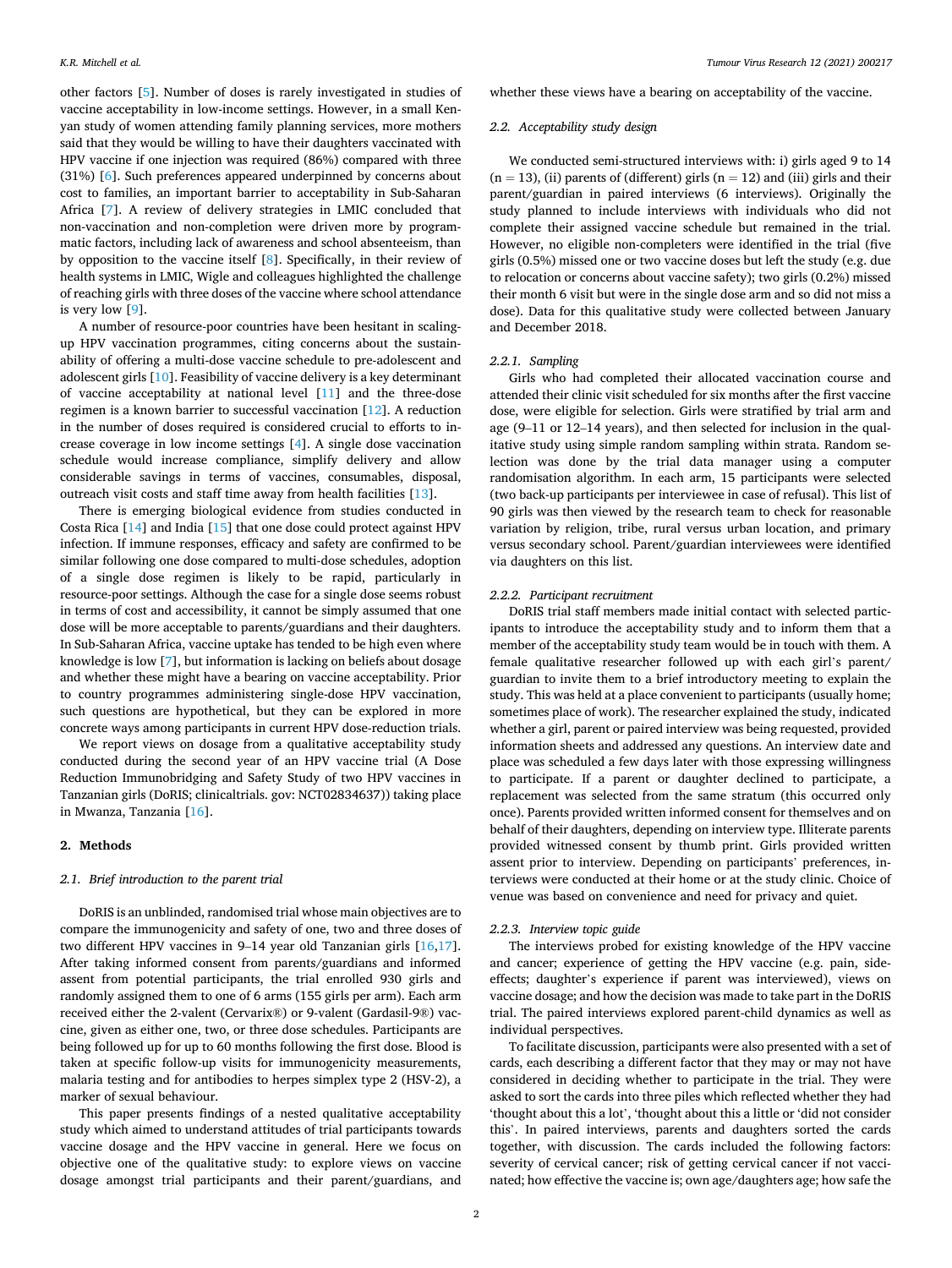other factors [5]. Number of doses is rarely investigated in studies of vaccine acceptability in low-income settings. However, in a small Kenyan study of women attending family planning services, more mothers said that they would be willing to have their daughters vaccinated with HPV vaccine if one injection was required (86%) compared with three (31%) [6]. Such preferences appeared underpinned by concerns about cost to families, an important barrier to acceptability in Sub-Saharan Africa [7]. A review of delivery strategies in LMIC concluded that non-vaccination and non-completion were driven more by programmatic factors, including lack of awareness and school absenteeism, than by opposition to the vaccine itself [8]. Specifically, in their review of health systems in LMIC, Wigle and colleagues highlighted the challenge of reaching girls with three doses of the vaccine where school attendance is very low [9].

A number of resource-poor countries have been hesitant in scaling-up HPV vaccination programmes, citing concerns about the sustainability of offering a multi-dose vaccine schedule to pre-adolescent and adolescent girls [10]. Feasibility of vaccine delivery is a key determinant of vaccine acceptability at national level [11] and the three-dose regimen is a known barrier to successful vaccination [12]. A reduction in the number of doses required is considered crucial to efforts to increase coverage in low income settings [4]. A single dose vaccination schedule would increase compliance, simplify delivery and allow considerable savings in terms of vaccines, consumables, disposal, outreach visit costs and staff time away from health facilities [13].

There is emerging biological evidence from studies conducted in Costa Rica [14] and India [15] that one dose could protect against HPV infection. If immune responses, efficacy and safety are confirmed to be similar following one dose compared to multi-dose schedules, adoption of a single dose regimen is likely to be rapid, particularly in resource-poor settings. Although the case for a single dose seems robust in terms of cost and accessibility, it cannot be simply assumed that one dose will be more acceptable to parents/guardians and their daughters. In Sub-Saharan Africa, vaccine uptake has tended to be high even where knowledge is low [7], but information is lacking on beliefs about dosage and whether these might have a bearing on vaccine acceptability. Prior to country programmes administering single-dose HPV vaccination, such questions are hypothetical, but they can be explored in more concrete ways among participants in current HPV dose-reduction trials.

We report views on dosage from a qualitative acceptability study conducted during the second year of an HPV vaccine trial (A Dose Reduction Immunobridging and Safety Study of two HPV vaccines in Tanzanian girls (DoRIS; clinicaltrials. gov: NCT02834637)) taking place in Mwanza, Tanzania [16].

## 2. Methods

### 2.1. Brief introduction to the parent trial

DoRIS is an unblinded, randomised trial whose main objectives are to compare the immunogenicity and safety of one, two and three doses of two different HPV vaccines in 9–14 year old Tanzanian girls [16,17]. After taking informed consent from parents/guardians and informed assent from potential participants, the trial enrolled 930 girls and randomly assigned them to one of 6 arms (155 girls per arm). Each arm received either the 2-valent (Cervarix®) or 9-valent (Gardasil-9®) vaccine, given as either one, two, or three dose schedules. Participants are being followed up for up to 60 months following the first dose. Blood is taken at specific follow-up visits for immunogenicity measurements, malaria testing and for antibodies to herpes simplex type 2 (HSV-2), a marker of sexual behaviour.

This paper presents findings of a nested qualitative acceptability study which aimed to understand attitudes of trial participants towards vaccine dosage and the HPV vaccine in general. Here we focus on objective one of the qualitative study: to explore views on vaccine dosage amongst trial participants and their parent/guardians, and whether these views have a bearing on acceptability of the vaccine.

### 2.2. Acceptability study design

We conducted semi-structured interviews with: i) girls aged 9 to 14 (n = 13), (ii) parents of (different) girls (n = 12) and (iii) girls and their parent/guardian in paired interviews (6 interviews). Originally the study planned to include interviews with individuals who did not complete their assigned vaccine schedule but remained in the trial. However, no eligible non-completers were identified in the trial (five girls (0.5%) missed one or two vaccine doses but left the study (e.g. due to relocation or concerns about vaccine safety); two girls (0.2%) missed their month 6 visit but were in the single dose arm and so did not miss a dose). Data for this qualitative study were collected between January and December 2018.

#### 2.2.1. Sampling

Girls who had completed their allocated vaccination course and attended their clinic visit scheduled for six months after the first vaccine dose, were eligible for selection. Girls were stratified by trial arm and age (9–11 or 12–14 years), and then selected for inclusion in the qualitative study using simple random sampling within strata. Random selection was done by the trial data manager using a computer randomisation algorithm. In each arm, 15 participants were selected (two back-up participants per interviewee in case of refusal). This list of 90 girls was then viewed by the research team to check for reasonable variation by religion, tribe, rural versus urban location, and primary versus secondary school. Parent/guardian interviewees were identified via daughters on this list.

#### 2.2.2. Participant recruitment

DoRIS trial staff members made initial contact with selected participants to introduce the acceptability study and to inform them that a member of the acceptability study team would be in touch with them. A female qualitative researcher followed up with each girl's parent/guardian to invite them to a brief introductory meeting to explain the study. This was held at a place convenient to participants (usually home; sometimes place of work). The researcher explained the study, indicated whether a girl, parent or paired interview was being requested, provided information sheets and addressed any questions. An interview date and place was scheduled a few days later with those expressing willingness to participate. If a parent or daughter declined to participate, a replacement was selected from the same stratum (this occurred only once). Parents provided written informed consent for themselves and on behalf of their daughters, depending on interview type. Illiterate parents provided witnessed consent by thumb print. Girls provided written assent prior to interview. Depending on participants' preferences, interviews were conducted at their home or at the study clinic. Choice of venue was based on convenience and need for privacy and quiet.

#### 2.2.3. Interview topic guide

The interviews probed for existing knowledge of the HPV vaccine and cancer; experience of getting the HPV vaccine (e.g. pain, side-effects; daughter's experience if parent was interviewed), views on vaccine dosage; and how the decision was made to take part in the DoRIS trial. The paired interviews explored parent-child dynamics as well as individual perspectives.

To facilitate discussion, participants were also presented with a set of cards, each describing a different factor that they may or may not have considered in deciding whether to participate in the trial. They were asked to sort the cards into three piles which reflected whether they had 'thought about this a lot', 'thought about this a little or 'did not consider this'. In paired interviews, parents and daughters sorted the cards together, with discussion. The cards included the following factors: severity of cervical cancer; risk of getting cervical cancer if not vaccinated; how effective the vaccine is; own age/daughters age; how safe the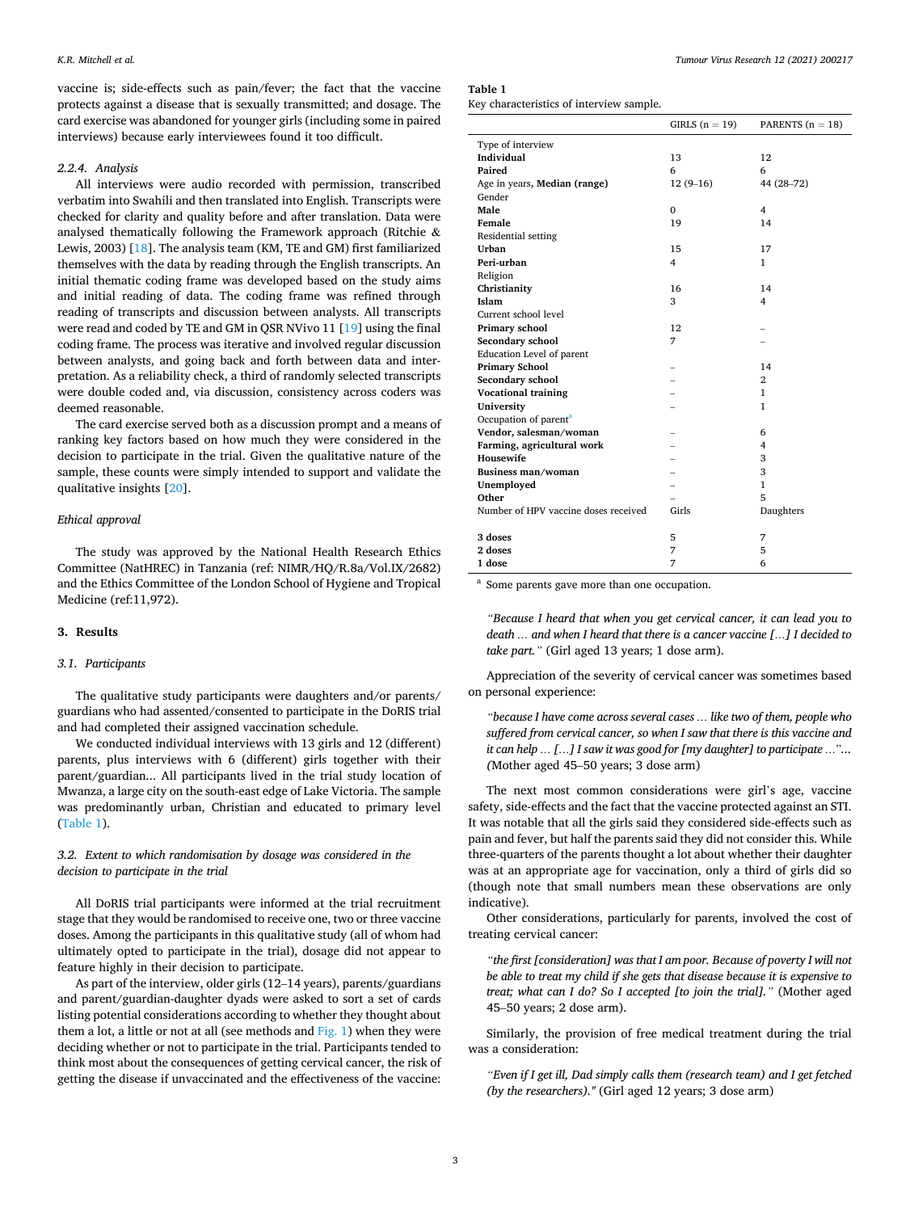vaccine is; side-effects such as pain/fever; the fact that the vaccine protects against a disease that is sexually transmitted; and dosage. The card exercise was abandoned for younger girls (including some in paired interviews) because early interviewees found it too difficult.

*2.2.4. Analysis*

All interviews were audio recorded with permission, transcribed verbatim into Swahili and then translated into English. Transcripts were checked for clarity and quality before and after translation. Data were analysed thematically following the Framework approach (Ritchie & Lewis, 2003) [18]. The analysis team (KM, TE and GM) first familiarized themselves with the data by reading through the English transcripts. An initial thematic coding frame was developed based on the study aims and initial reading of data. The coding frame was refined through reading of transcripts and discussion between analysts. All transcripts were read and coded by TE and GM in QSR NVivo 11 [19] using the final coding frame. The process was iterative and involved regular discussion between analysts, and going back and forth between data and interpretation. As a reliability check, a third of randomly selected transcripts were double coded and, via discussion, consistency across coders was deemed reasonable.

The card exercise served both as a discussion prompt and a means of ranking key factors based on how much they were considered in the decision to participate in the trial. Given the qualitative nature of the sample, these counts were simply intended to support and validate the qualitative insights [20].

*Ethical approval*

The study was approved by the National Health Research Ethics Committee (NatHREC) in Tanzania (ref: NIMR/HQ/R.8a/Vol.IX/2682) and the Ethics Committee of the London School of Hygiene and Tropical Medicine (ref:11,972).

## 3. Results

### 3.1. Participants

The qualitative study participants were daughters and/or parents/guardians who had assented/consented to participate in the DoRIS trial and had completed their assigned vaccination schedule.

We conducted individual interviews with 13 girls and 12 (different) parents, plus interviews with 6 (different) girls together with their parent/guardian... All participants lived in the trial study location of Mwanza, a large city on the south-east edge of Lake Victoria. The sample was predominantly urban, Christian and educated to primary level (Table 1).

### 3.2. Extent to which randomisation by dosage was considered in the decision to participate in the trial

All DoRIS trial participants were informed at the trial recruitment stage that they would be randomised to receive one, two or three vaccine doses. Among the participants in this qualitative study (all of whom had ultimately opted to participate in the trial), dosage did not appear to feature highly in their decision to participate.

As part of the interview, older girls (12–14 years), parents/guardians and parent/guardian-daughter dyads were asked to sort a set of cards listing potential considerations according to whether they thought about them a lot, a little or not at all (see methods and Fig. 1) when they were deciding whether or not to participate in the trial. Participants tended to think most about the consequences of getting cervical cancer, the risk of getting the disease if unvaccinated and the effectiveness of the vaccine:

**Table 1**
Key characteristics of interview sample.

| | GIRLS (n = 19) | PARENTS (n = 18) |
|---|---|---|
| Type of interview | | |
| **Individual** | 13 | 12 |
| **Paired** | 6 | 6 |
| Age in years, **Median (range)** | 12 (9–16) | 44 (28–72) |
| Gender | | |
| **Male** | 0 | 4 |
| **Female** | 19 | 14 |
| Residential setting | | |
| **Urban** | 15 | 17 |
| **Peri-urban** | 4 | 1 |
| Religion | | |
| **Christianity** | 16 | 14 |
| **Islam** | 3 | 4 |
| Current school level | | |
| **Primary school** | 12 | – |
| **Secondary school** | 7 | – |
| Education Level of parent | | |
| **Primary School** | – | 14 |
| **Secondary school** | – | 2 |
| **Vocational training** | – | 1 |
| **University** | – | 1 |
| Occupation of parent[a] | | |
| **Vendor, salesman/woman** | – | 6 |
| **Farming, agricultural work** | – | 4 |
| **Housewife** | – | 3 |
| **Business man/woman** | – | 3 |
| **Unemployed** | – | 1 |
| **Other** | – | 5 |
| Number of HPV vaccine doses received | Girls | Daughters |
| **3 doses** | 5 | 7 |
| **2 doses** | 7 | 5 |
| **1 dose** | 7 | 6 |

[a] Some parents gave more than one occupation.

> *"Because I heard that when you get cervical cancer, it can lead you to death … and when I heard that there is a cancer vaccine […] I decided to take part."* (Girl aged 13 years; 1 dose arm).

Appreciation of the severity of cervical cancer was sometimes based on personal experience:

> *"because I have come across several cases … like two of them, people who suffered from cervical cancer, so when I saw that there is this vaccine and it can help … […] I saw it was good for [my daughter] to participate …"… (*Mother aged 45–50 years; 3 dose arm)

The next most common considerations were girl's age, vaccine safety, side-effects and the fact that the vaccine protected against an STI. It was notable that all the girls said they considered side-effects such as pain and fever, but half the parents said they did not consider this. While three-quarters of the parents thought a lot about whether their daughter was at an appropriate age for vaccination, only a third of girls did so (though note that small numbers mean these observations are only indicative).

Other considerations, particularly for parents, involved the cost of treating cervical cancer:

> *"the first [consideration] was that I am poor. Because of poverty I will not be able to treat my child if she gets that disease because it is expensive to treat; what can I do? So I accepted [to join the trial]."* (Mother aged 45–50 years; 2 dose arm).

Similarly, the provision of free medical treatment during the trial was a consideration:

> *"Even if I get ill, Dad simply calls them (research team) and I get fetched (by the researchers)."* (Girl aged 12 years; 3 dose arm)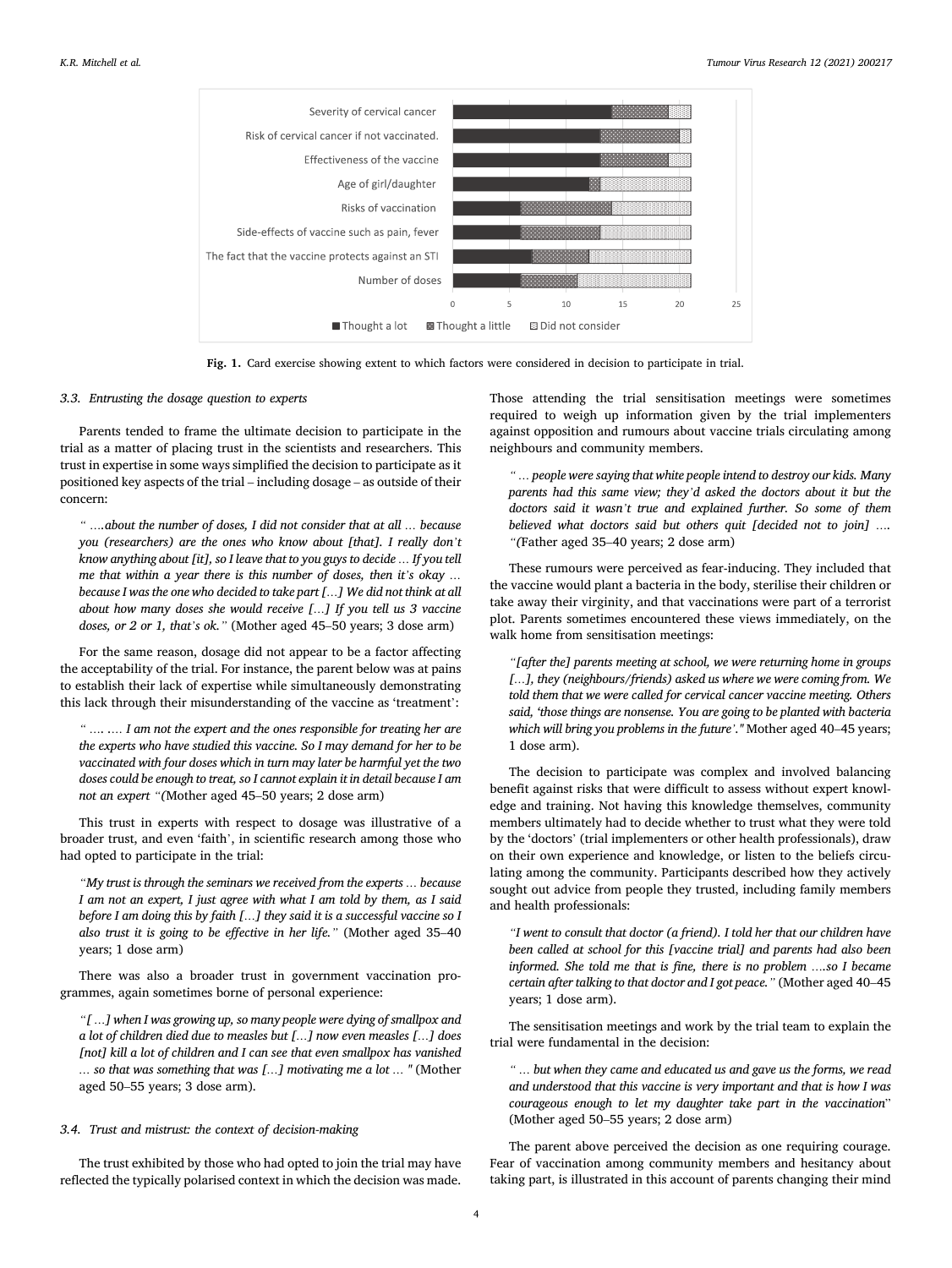Fig. 1. Card exercise showing extent to which factors were considered in decision to participate in trial.

### 3.3. Entrusting the dosage question to experts

Parents tended to frame the ultimate decision to participate in the trial as a matter of placing trust in the scientists and researchers. This trust in expertise in some ways simplified the decision to participate as it positioned key aspects of the trial – including dosage – as outside of their concern:

> *" ….about the number of doses, I did not consider that at all … because you (researchers) are the ones who know about [that]. I really don't know anything about [it], so I leave that to you guys to decide … If you tell me that within a year there is this number of doses, then it's okay … because I was the one who decided to take part […] We did not think at all about how many doses she would receive […] If you tell us 3 vaccine doses, or 2 or 1, that's ok."* (Mother aged 45–50 years; 3 dose arm)

For the same reason, dosage did not appear to be a factor affecting the acceptability of the trial. For instance, the parent below was at pains to establish their lack of expertise while simultaneously demonstrating this lack through their misunderstanding of the vaccine as 'treatment':

> *" …. …. I am not the expert and the ones responsible for treating her are the experts who have studied this vaccine. So I may demand for her to be vaccinated with four doses which in turn may later be harmful yet the two doses could be enough to treat, so I cannot explain it in detail because I am not an expert "(*Mother aged 45–50 years; 2 dose arm)

This trust in experts with respect to dosage was illustrative of a broader trust, and even 'faith', in scientific research among those who had opted to participate in the trial:

> *"My trust is through the seminars we received from the experts … because I am not an expert, I just agree with what I am told by them, as I said before I am doing this by faith […] they said it is a successful vaccine so I also trust it is going to be effective in her life."* (Mother aged 35–40 years; 1 dose arm)

There was also a broader trust in government vaccination programmes, again sometimes borne of personal experience:

> *"[ …] when I was growing up, so many people were dying of smallpox and a lot of children died due to measles but […] now even measles […] does [not] kill a lot of children and I can see that even smallpox has vanished … so that was something that was […] motivating me a lot … "* (Mother aged 50–55 years; 3 dose arm).

### 3.4. Trust and mistrust: the context of decision-making

The trust exhibited by those who had opted to join the trial may have reflected the typically polarised context in which the decision was made. Those attending the trial sensitisation meetings were sometimes required to weigh up information given by the trial implementers against opposition and rumours about vaccine trials circulating among neighbours and community members.

> *" … people were saying that white people intend to destroy our kids. Many parents had this same view; they'd asked the doctors about it but the doctors said it wasn't true and explained further. So some of them believed what doctors said but others quit [decided not to join] …. "(*Father aged 35–40 years; 2 dose arm)

These rumours were perceived as fear-inducing. They included that the vaccine would plant a bacteria in the body, sterilise their children or take away their virginity, and that vaccinations were part of a terrorist plot. Parents sometimes encountered these views immediately, on the walk home from sensitisation meetings:

> *"[after the] parents meeting at school, we were returning home in groups […], they (neighbours/friends) asked us where we were coming from. We told them that we were called for cervical cancer vaccine meeting. Others said, 'those things are nonsense. You are going to be planted with bacteria which will bring you problems in the future'."* Mother aged 40–45 years; 1 dose arm).

The decision to participate was complex and involved balancing benefit against risks that were difficult to assess without expert knowledge and training. Not having this knowledge themselves, community members ultimately had to decide whether to trust what they were told by the 'doctors' (trial implementers or other health professionals), draw on their own experience and knowledge, or listen to the beliefs circulating among the community. Participants described how they actively sought out advice from people they trusted, including family members and health professionals:

> *"I went to consult that doctor (a friend). I told her that our children have been called at school for this [vaccine trial] and parents had also been informed. She told me that is fine, there is no problem ….so I became certain after talking to that doctor and I got peace."* (Mother aged 40–45 years; 1 dose arm).

The sensitisation meetings and work by the trial team to explain the trial were fundamental in the decision:

> *" … but when they came and educated us and gave us the forms, we read and understood that this vaccine is very important and that is how I was courageous enough to let my daughter take part in the vaccination*" (Mother aged 50–55 years; 2 dose arm)

The parent above perceived the decision as one requiring courage. Fear of vaccination among community members and hesitancy about taking part, is illustrated in this account of parents changing their mind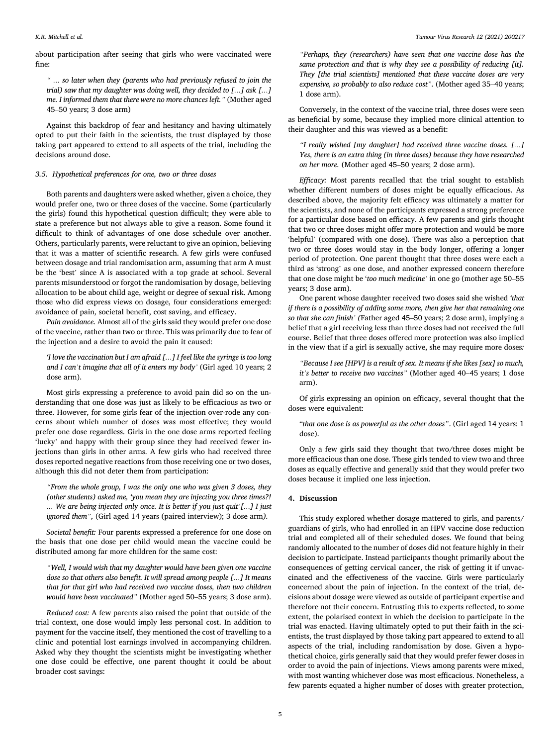about participation after seeing that girls who were vaccinated were fine:

> *" … so later when they (parents who had previously refused to join the trial) saw that my daughter was doing well, they decided to […] ask […] me. I informed them that there were no more chances left."* (Mother aged 45–50 years; 3 dose arm)

Against this backdrop of fear and hesitancy and having ultimately opted to put their faith in the scientists, the trust displayed by those taking part appeared to extend to all aspects of the trial, including the decisions around dose.

### 3.5. Hypothetical preferences for one, two or three doses

Both parents and daughters were asked whether, given a choice, they would prefer one, two or three doses of the vaccine. Some (particularly the girls) found this hypothetical question difficult; they were able to state a preference but not always able to give a reason. Some found it difficult to think of advantages of one dose schedule over another. Others, particularly parents, were reluctant to give an opinion, believing that it was a matter of scientific research. A few girls were confused between dosage and trial randomisation arm, assuming that arm A must be the 'best' since A is associated with a top grade at school. Several parents misunderstood or forgot the randomisation by dosage, believing allocation to be about child age, weight or degree of sexual risk. Among those who did express views on dosage, four considerations emerged: avoidance of pain, societal benefit, cost saving, and efficacy.

*Pain avoidance.* Almost all of the girls said they would prefer one dose of the vaccine, rather than two or three. This was primarily due to fear of the injection and a desire to avoid the pain it caused:

> *'I love the vaccination but I am afraid […] I feel like the syringe is too long and I can't imagine that all of it enters my body'* (Girl aged 10 years; 2 dose arm).

Most girls expressing a preference to avoid pain did so on the understanding that one dose was just as likely to be efficacious as two or three. However, for some girls fear of the injection over-rode any concerns about which number of doses was most effective; they would prefer one dose regardless. Girls in the one dose arms reported feeling 'lucky' and happy with their group since they had received fewer injections than girls in other arms. A few girls who had received three doses reported negative reactions from those receiving one or two doses, although this did not deter them from participation:

> *"From the whole group, I was the only one who was given 3 doses, they (other students) asked me, 'you mean they are injecting you three times?! … We are being injected only once. It is better if you just quit'[…] I just ignored them",* (Girl aged 14 years (paired interview); 3 dose arm*).*

*Societal benefit:* Four parents expressed a preference for one dose on the basis that one dose per child would mean the vaccine could be distributed among far more children for the same cost:

> *"Well, I would wish that my daughter would have been given one vaccine dose so that others also benefit. It will spread among people […] It means that for that girl who had received two vaccine doses, then two children would have been vaccinated"* (Mother aged 50–55 years; 3 dose arm).

*Reduced cost:* A few parents also raised the point that outside of the trial context, one dose would imply less personal cost. In addition to payment for the vaccine itself, they mentioned the cost of travelling to a clinic and potential lost earnings involved in accompanying children. Asked why they thought the scientists might be investigating whether one dose could be effective, one parent thought it could be about broader cost savings:

> *"Perhaps, they (researchers) have seen that one vaccine dose has the same protection and that is why they see a possibility of reducing [it]. They [the trial scientists] mentioned that these vaccine doses are very expensive, so probably to reduce cost".* (Mother aged 35–40 years; 1 dose arm).

Conversely, in the context of the vaccine trial, three doses were seen as beneficial by some, because they implied more clinical attention to their daughter and this was viewed as a benefit:

> *"I really wished [my daughter] had received three vaccine doses. […] Yes, there is an extra thing (in three doses) because they have researched on her more.* (Mother aged 45–50 years; 2 dose arm).

*Efficacy:* Most parents recalled that the trial sought to establish whether different numbers of doses might be equally efficacious. As described above, the majority felt efficacy was ultimately a matter for the scientists, and none of the participants expressed a strong preference for a particular dose based on efficacy. A few parents and girls thought that two or three doses might offer more protection and would be more 'helpful' (compared with one dose). There was also a perception that two or three doses would stay in the body longer, offering a longer period of protection. One parent thought that three doses were each a third as 'strong' as one dose, and another expressed concern therefore that one dose might be '*too much medicine'* in one go (mother age 50–55 years; 3 dose arm).

One parent whose daughter received two doses said she wished *'that if there is a possibility of adding some more, then give her that remaining one so that she can finish' (*Father aged 45–50 years; 2 dose arm), implying a belief that a girl receiving less than three doses had not received the full course. Belief that three doses offered more protection was also implied in the view that if a girl is sexually active, she may require more doses*:*

> *"Because I see [HPV] is a result of sex. It means if she likes [sex] so much, it's better to receive two vaccines"* (Mother aged 40–45 years; 1 dose arm).

Of girls expressing an opinion on efficacy, several thought that the doses were equivalent:

> "*that one dose is as powerful as the other doses"*. (Girl aged 14 years: 1 dose).

Only a few girls said they thought that two/three doses might be more efficacious than one dose. These girls tended to view two and three doses as equally effective and generally said that they would prefer two doses because it implied one less injection.

## 4. Discussion

This study explored whether dosage mattered to girls, and parents/guardians of girls, who had enrolled in an HPV vaccine dose reduction trial and completed all of their scheduled doses. We found that being randomly allocated to the number of doses did not feature highly in their decision to participate. Instead participants thought primarily about the consequences of getting cervical cancer, the risk of getting it if unvaccinated and the effectiveness of the vaccine. Girls were particularly concerned about the pain of injection. In the context of the trial, decisions about dosage were viewed as outside of participant expertise and therefore not their concern. Entrusting this to experts reflected, to some extent, the polarised context in which the decision to participate in the trial was enacted. Having ultimately opted to put their faith in the scientists, the trust displayed by those taking part appeared to extend to all aspects of the trial, including randomisation by dose. Given a hypothetical choice, girls generally said that they would prefer fewer doses in order to avoid the pain of injections. Views among parents were mixed, with most wanting whichever dose was most efficacious. Nonetheless, a few parents equated a higher number of doses with greater protection,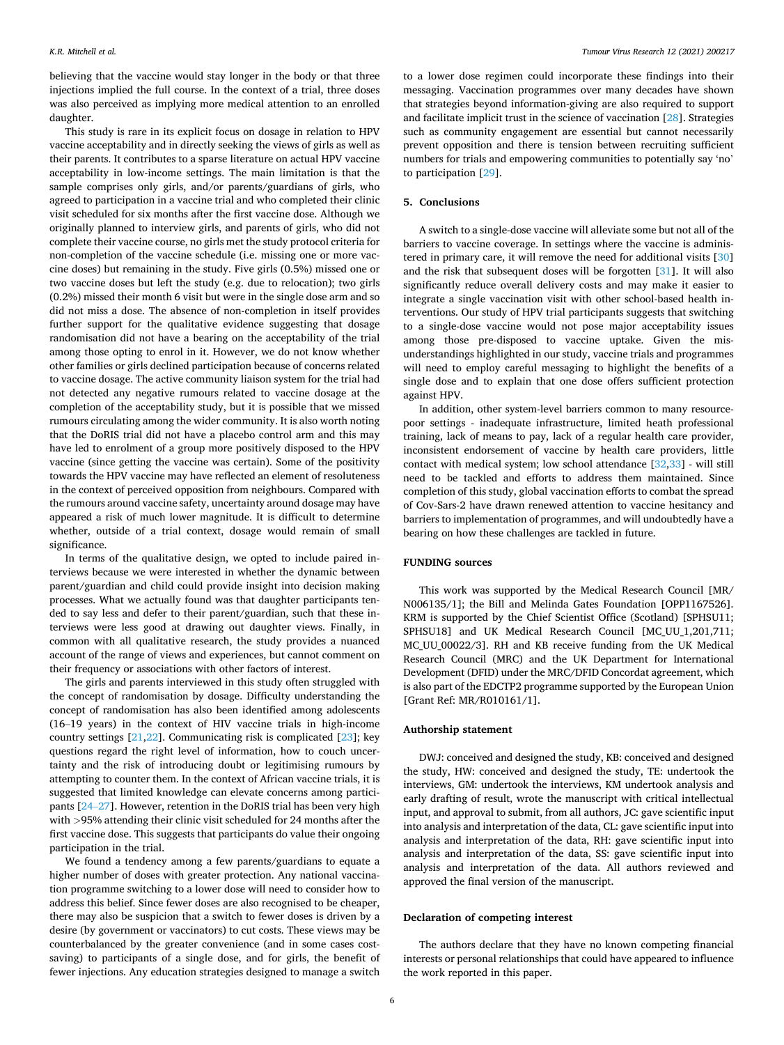believing that the vaccine would stay longer in the body or that three injections implied the full course. In the context of a trial, three doses was also perceived as implying more medical attention to an enrolled daughter.

This study is rare in its explicit focus on dosage in relation to HPV vaccine acceptability and in directly seeking the views of girls as well as their parents. It contributes to a sparse literature on actual HPV vaccine acceptability in low-income settings. The main limitation is that the sample comprises only girls, and/or parents/guardians of girls, who agreed to participation in a vaccine trial and who completed their clinic visit scheduled for six months after the first vaccine dose. Although we originally planned to interview girls, and parents of girls, who did not complete their vaccine course, no girls met the study protocol criteria for non-completion of the vaccine schedule (i.e. missing one or more vaccine doses) but remaining in the study. Five girls (0.5%) missed one or two vaccine doses but left the study (e.g. due to relocation); two girls (0.2%) missed their month 6 visit but were in the single dose arm and so did not miss a dose. The absence of non-completion in itself provides further support for the qualitative evidence suggesting that dosage randomisation did not have a bearing on the acceptability of the trial among those opting to enrol in it. However, we do not know whether other families or girls declined participation because of concerns related to vaccine dosage. The active community liaison system for the trial had not detected any negative rumours related to vaccine dosage at the completion of the acceptability study, but it is possible that we missed rumours circulating among the wider community. It is also worth noting that the DoRIS trial did not have a placebo control arm and this may have led to enrolment of a group more positively disposed to the HPV vaccine (since getting the vaccine was certain). Some of the positivity towards the HPV vaccine may have reflected an element of resoluteness in the context of perceived opposition from neighbours. Compared with the rumours around vaccine safety, uncertainty around dosage may have appeared a risk of much lower magnitude. It is difficult to determine whether, outside of a trial context, dosage would remain of small significance.

In terms of the qualitative design, we opted to include paired interviews because we were interested in whether the dynamic between parent/guardian and child could provide insight into decision making processes. What we actually found was that daughter participants tended to say less and defer to their parent/guardian, such that these interviews were less good at drawing out daughter views. Finally, in common with all qualitative research, the study provides a nuanced account of the range of views and experiences, but cannot comment on their frequency or associations with other factors of interest.

The girls and parents interviewed in this study often struggled with the concept of randomisation by dosage. Difficulty understanding the concept of randomisation has also been identified among adolescents (16–19 years) in the context of HIV vaccine trials in high-income country settings [21,22]. Communicating risk is complicated [23]; key questions regard the right level of information, how to couch uncertainty and the risk of introducing doubt or legitimising rumours by attempting to counter them. In the context of African vaccine trials, it is suggested that limited knowledge can elevate concerns among participants [24–27]. However, retention in the DoRIS trial has been very high with >95% attending their clinic visit scheduled for 24 months after the first vaccine dose. This suggests that participants do value their ongoing participation in the trial.

We found a tendency among a few parents/guardians to equate a higher number of doses with greater protection. Any national vaccination programme switching to a lower dose will need to consider how to address this belief. Since fewer doses are also recognised to be cheaper, there may also be suspicion that a switch to fewer doses is driven by a desire (by government or vaccinators) to cut costs. These views may be counterbalanced by the greater convenience (and in some cases cost-saving) to participants of a single dose, and for girls, the benefit of fewer injections. Any education strategies designed to manage a switch to a lower dose regimen could incorporate these findings into their messaging. Vaccination programmes over many decades have shown that strategies beyond information-giving are also required to support and facilitate implicit trust in the science of vaccination [28]. Strategies such as community engagement are essential but cannot necessarily prevent opposition and there is tension between recruiting sufficient numbers for trials and empowering communities to potentially say 'no' to participation [29].

## 5. Conclusions

A switch to a single-dose vaccine will alleviate some but not all of the barriers to vaccine coverage. In settings where the vaccine is administered in primary care, it will remove the need for additional visits [30] and the risk that subsequent doses will be forgotten [31]. It will also significantly reduce overall delivery costs and may make it easier to integrate a single vaccination visit with other school-based health interventions. Our study of HPV trial participants suggests that switching to a single-dose vaccine would not pose major acceptability issues among those pre-disposed to vaccine uptake. Given the misunderstandings highlighted in our study, vaccine trials and programmes will need to employ careful messaging to highlight the benefits of a single dose and to explain that one dose offers sufficient protection against HPV.

In addition, other system-level barriers common to many resource-poor settings - inadequate infrastructure, limited heath professional training, lack of means to pay, lack of a regular health care provider, inconsistent endorsement of vaccine by health care providers, little contact with medical system; low school attendance [32,33] - will still need to be tackled and efforts to address them maintained. Since completion of this study, global vaccination efforts to combat the spread of Cov-Sars-2 have drawn renewed attention to vaccine hesitancy and barriers to implementation of programmes, and will undoubtedly have a bearing on how these challenges are tackled in future.

## FUNDING sources

This work was supported by the Medical Research Council [MR/N006135/1]; the Bill and Melinda Gates Foundation [OPP1167526]. KRM is supported by the Chief Scientist Office (Scotland) [SPHSU11; SPHSU18] and UK Medical Research Council [MC_UU_1,201,711; MC_UU_00022/3]. RH and KB receive funding from the UK Medical Research Council (MRC) and the UK Department for International Development (DFID) under the MRC/DFID Concordat agreement, which is also part of the EDCTP2 programme supported by the European Union [Grant Ref: MR/R010161/1].

## Authorship statement

DWJ: conceived and designed the study, KB: conceived and designed the study, HW: conceived and designed the study, TE: undertook the interviews, GM: undertook the interviews, KM undertook analysis and early drafting of result, wrote the manuscript with critical intellectual input, and approval to submit, from all authors, JC: gave scientific input into analysis and interpretation of the data, CL: gave scientific input into analysis and interpretation of the data, RH: gave scientific input into analysis and interpretation of the data, SS: gave scientific input into analysis and interpretation of the data. All authors reviewed and approved the final version of the manuscript.

## Declaration of competing interest

The authors declare that they have no known competing financial interests or personal relationships that could have appeared to influence the work reported in this paper.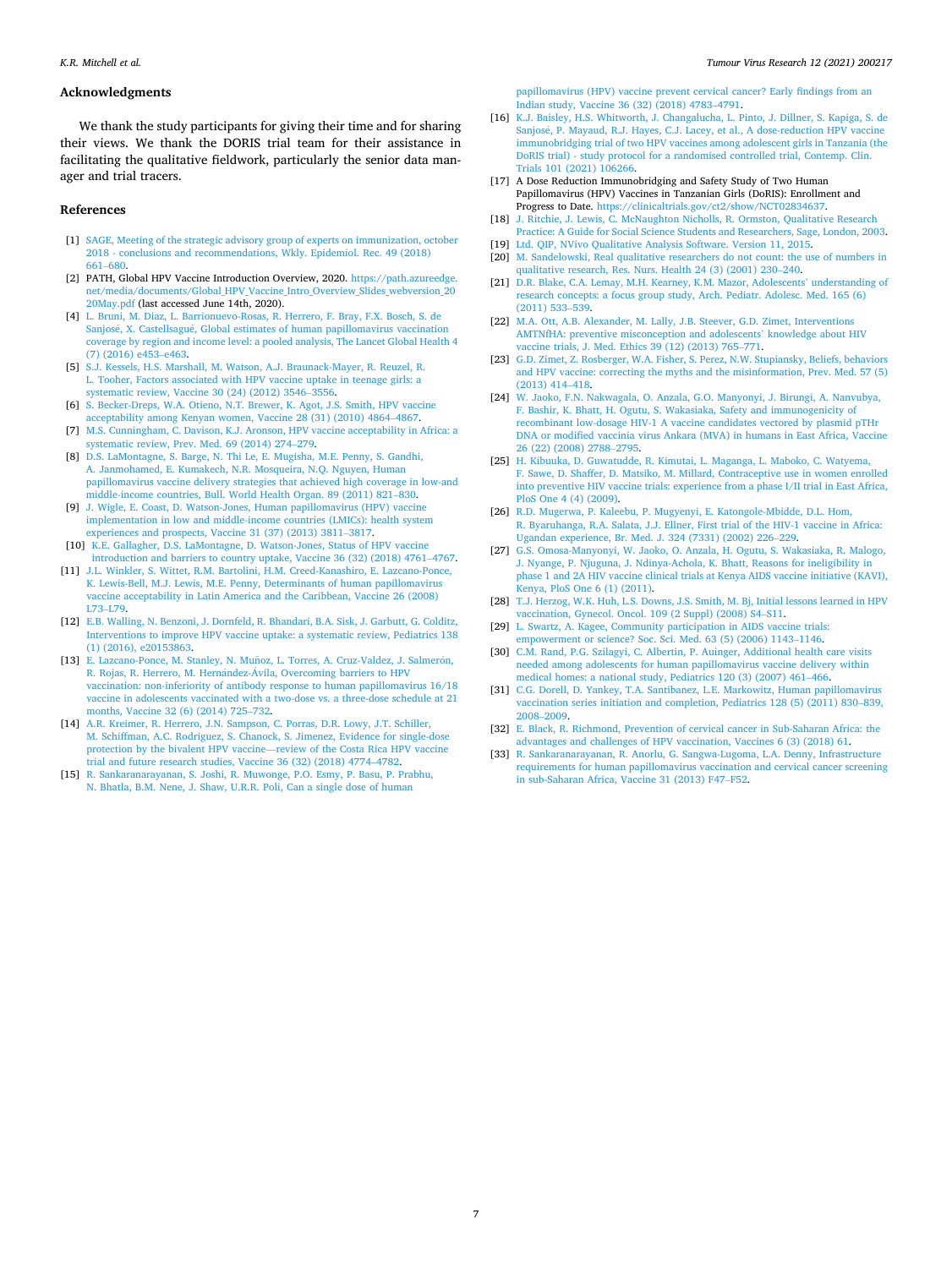## Acknowledgments

We thank the study participants for giving their time and for sharing their views. We thank the DORIS trial team for their assistance in facilitating the qualitative fieldwork, particularly the senior data manager and trial tracers.

## References

[1] SAGE, Meeting of the strategic advisory group of experts on immunization, october 2018 - conclusions and recommendations, Wkly. Epidemiol. Rec. 49 (2018) 661–680.

[2] PATH, Global HPV Vaccine Introduction Overview, 2020. https://path.azureedge.net/media/documents/Global_HPV_Vaccine_Intro_Overview_Slides_webversion_2020May.pdf (last accessed June 14th, 2020).

[4] L. Bruni, M. Diaz, L. Barrionuevo-Rosas, R. Herrero, F. Bray, F.X. Bosch, S. de Sanjosé, X. Castellsagué, Global estimates of human papillomavirus vaccination coverage by region and income level: a pooled analysis, The Lancet Global Health 4 (7) (2016) e453–e463.

[5] S.J. Kessels, H.S. Marshall, M. Watson, A.J. Braunack-Mayer, R. Reuzel, R. L. Tooher, Factors associated with HPV vaccine uptake in teenage girls: a systematic review, Vaccine 30 (24) (2012) 3546–3556.

[6] S. Becker-Dreps, W.A. Otieno, N.T. Brewer, K. Agot, J.S. Smith, HPV vaccine acceptability among Kenyan women, Vaccine 28 (31) (2010) 4864–4867.

[7] M.S. Cunningham, C. Davison, K.J. Aronson, HPV vaccine acceptability in Africa: a systematic review, Prev. Med. 69 (2014) 274–279.

[8] D.S. LaMontagne, S. Barge, N. Thi Le, E. Mugisha, M.E. Penny, S. Gandhi, A. Janmohamed, E. Kumakech, N.R. Mosqueira, N.Q. Nguyen, Human papillomavirus vaccine delivery strategies that achieved high coverage in low-and middle-income countries, Bull. World Health Organ. 89 (2011) 821–830.

[9] J. Wigle, E. Coast, D. Watson-Jones, Human papillomavirus (HPV) vaccine implementation in low and middle-income countries (LMICs): health system experiences and prospects, Vaccine 31 (37) (2013) 3811–3817.

[10] K.E. Gallagher, D.S. LaMontagne, D. Watson-Jones, Status of HPV vaccine introduction and barriers to country uptake, Vaccine 36 (32) (2018) 4761–4767.

[11] J.L. Winkler, S. Wittet, R.M. Bartolini, H.M. Creed-Kanashiro, E. Lazcano-Ponce, K. Lewis-Bell, M.J. Lewis, M.E. Penny, Determinants of human papillomavirus vaccine acceptability in Latin America and the Caribbean, Vaccine 26 (2008) L73–L79.

[12] E.B. Walling, N. Benzoni, J. Dornfeld, R. Bhandari, B.A. Sisk, J. Garbutt, G. Colditz, Interventions to improve HPV vaccine uptake: a systematic review, Pediatrics 138 (1) (2016), e20153863.

[13] E. Lazcano-Ponce, M. Stanley, N. Muñoz, L. Torres, A. Cruz-Valdez, J. Salmerón, R. Rojas, R. Herrero, M. Hernández-Ávila, Overcoming barriers to HPV vaccination: non-inferiority of antibody response to human papillomavirus 16/18 vaccine in adolescents vaccinated with a two-dose vs. a three-dose schedule at 21 months, Vaccine 32 (6) (2014) 725–732.

[14] A.R. Kreimer, R. Herrero, J.N. Sampson, C. Porras, D.R. Lowy, J.T. Schiller, M. Schiffman, A.C. Rodriguez, S. Chanock, S. Jimenez, Evidence for single-dose protection by the bivalent HPV vaccine—review of the Costa Rica HPV vaccine trial and future research studies, Vaccine 36 (32) (2018) 4774–4782.

[15] R. Sankaranarayanan, S. Joshi, R. Muwonge, P.O. Esmy, P. Basu, P. Prabhu, N. Bhatla, B.M. Nene, J. Shaw, U.R.R. Poli, Can a single dose of human papillomavirus (HPV) vaccine prevent cervical cancer? Early findings from an Indian study, Vaccine 36 (32) (2018) 4783–4791.

[16] K.J. Baisley, H.S. Whitworth, J. Changalucha, L. Pinto, J. Dillner, S. Kapiga, S. de Sanjosé, P. Mayaud, R.J. Hayes, C.J. Lacey, et al., A dose-reduction HPV vaccine immunobridging trial of two HPV vaccines among adolescent girls in Tanzania (the DoRIS trial) - study protocol for a randomised controlled trial, Contemp. Clin. Trials 101 (2021) 106266.

[17] A Dose Reduction Immunobridging and Safety Study of Two Human Papillomavirus (HPV) Vaccines in Tanzanian Girls (DoRIS): Enrollment and Progress to Date. https://clinicaltrials.gov/ct2/show/NCT02834637.

[18] J. Ritchie, J. Lewis, C. McNaughton Nicholls, R. Ormston, Qualitative Research Practice: A Guide for Social Science Students and Researchers, Sage, London, 2003.

[19] Ltd. QIP, NVivo Qualitative Analysis Software. Version 11, 2015.

[20] M. Sandelowski, Real qualitative researchers do not count: the use of numbers in qualitative research, Res. Nurs. Health 24 (3) (2001) 230–240.

[21] D.R. Blake, C.A. Lemay, M.H. Kearney, K.M. Mazor, Adolescents' understanding of research concepts: a focus group study, Arch. Pediatr. Adolesc. Med. 165 (6) (2011) 533–539.

[22] M.A. Ott, A.B. Alexander, M. Lally, J.B. Steever, G.D. Zimet, Interventions AMTNfHA: preventive misconception and adolescents' knowledge about HIV vaccine trials, J. Med. Ethics 39 (12) (2013) 765–771.

[23] G.D. Zimet, Z. Rosberger, W.A. Fisher, S. Perez, N.W. Stupiansky, Beliefs, behaviors and HPV vaccine: correcting the myths and the misinformation, Prev. Med. 57 (5) (2013) 414–418.

[24] W. Jaoko, F.N. Nakwagala, O. Anzala, G.O. Manyonyi, J. Birungi, A. Nanvubya, F. Bashir, K. Bhatt, H. Ogutu, S. Wakasiaka, Safety and immunogenicity of recombinant low-dosage HIV-1 A vaccine candidates vectored by plasmid pTHr DNA or modified vaccinia virus Ankara (MVA) in humans in East Africa, Vaccine 26 (22) (2008) 2788–2795.

[25] H. Kibuuka, D. Guwatudde, R. Kimutai, L. Maganga, L. Maboko, C. Watyema, F. Sawe, D. Shaffer, D. Matsiko, M. Millard, Contraceptive use in women enrolled into preventive HIV vaccine trials: experience from a phase I/II trial in East Africa, PloS One 4 (4) (2009).

[26] R.D. Mugerwa, P. Kaleebu, P. Mugyenyi, E. Katongole-Mbidde, D.L. Hom, R. Byaruhanga, R.A. Salata, J.J. Ellner, First trial of the HIV-1 vaccine in Africa: Ugandan experience, Br. Med. J. 324 (7331) (2002) 226–229.

[27] G.S. Omosa-Manyonyi, W. Jaoko, O. Anzala, H. Ogutu, S. Wakasiaka, R. Malogo, J. Nyange, P. Njuguna, J. Ndinya-Achola, K. Bhatt, Reasons for ineligibility in phase 1 and 2A HIV vaccine clinical trials at Kenya AIDS vaccine initiative (KAVI), Kenya, PloS One 6 (1) (2011).

[28] T.J. Herzog, W.K. Huh, L.S. Downs, J.S. Smith, M. Bj, Initial lessons learned in HPV vaccination, Gynecol. Oncol. 109 (2 Suppl) (2008) S4–S11.

[29] L. Swartz, A. Kagee, Community participation in AIDS vaccine trials: empowerment or science? Soc. Sci. Med. 63 (5) (2006) 1143–1146.

[30] C.M. Rand, P.G. Szilagyi, C. Albertin, P. Auinger, Additional health care visits needed among adolescents for human papillomavirus vaccine delivery within medical homes: a national study, Pediatrics 120 (3) (2007) 461–466.

[31] C.G. Dorell, D. Yankey, T.A. Santibanez, L.E. Markowitz, Human papillomavirus vaccination series initiation and completion, Pediatrics 128 (5) (2011) 830–839, 2008–2009.

[32] E. Black, R. Richmond, Prevention of cervical cancer in Sub-Saharan Africa: the advantages and challenges of HPV vaccination, Vaccines 6 (3) (2018) 61.

[33] R. Sankaranarayanan, R. Anorlu, G. Sangwa-Lugoma, L.A. Denny, Infrastructure requirements for human papillomavirus vaccination and cervical cancer screening in sub-Saharan Africa, Vaccine 31 (2013) F47–F52.